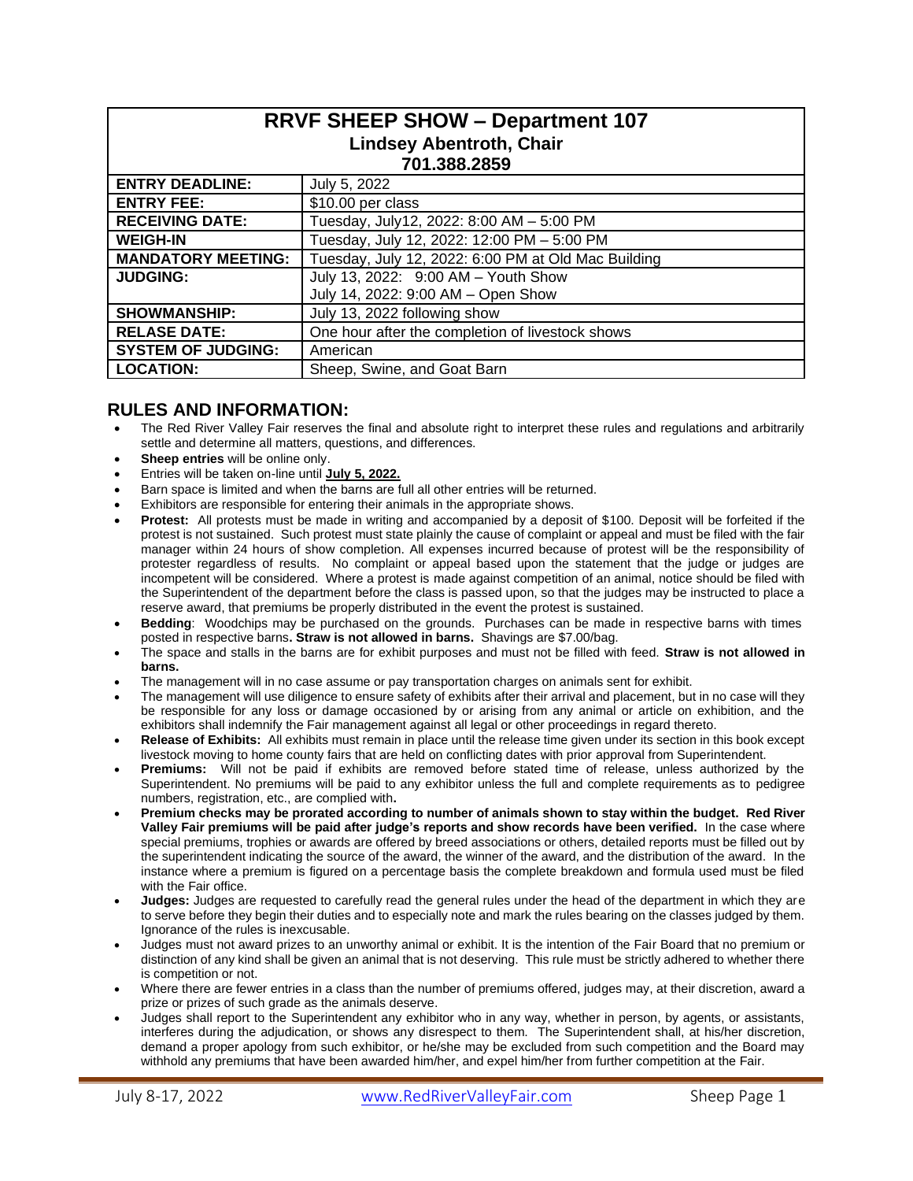# RRVF SHEEP SHOW – Department 107

**Lindsey Abentroth, Chair**
**701.388.2859**

| | |
|---|---|
| **ENTRY DEADLINE:** | July 5, 2022 |
| **ENTRY FEE:** | $10.00 per class |
| **RECEIVING DATE:** | Tuesday, July12, 2022: 8:00 AM – 5:00 PM |
| **WEIGH-IN** | Tuesday, July 12, 2022: 12:00 PM – 5:00 PM |
| **MANDATORY MEETING:** | Tuesday, July 12, 2022: 6:00 PM at Old Mac Building |
| **JUDGING:** | July 13, 2022: 9:00 AM – Youth Show<br>July 14, 2022: 9:00 AM – Open Show |
| **SHOWMANSHIP:** | July 13, 2022 following show |
| **RELASE DATE:** | One hour after the completion of livestock shows |
| **SYSTEM OF JUDGING:** | American |
| **LOCATION:** | Sheep, Swine, and Goat Barn |

## RULES AND INFORMATION:

- The Red River Valley Fair reserves the final and absolute right to interpret these rules and regulations and arbitrarily settle and determine all matters, questions, and differences.
- **Sheep entries** will be online only.
- Entries will be taken on-line until **July 5, 2022.**
- Barn space is limited and when the barns are full all other entries will be returned.
- Exhibitors are responsible for entering their animals in the appropriate shows.
- **Protest:** All protests must be made in writing and accompanied by a deposit of $100. Deposit will be forfeited if the protest is not sustained. Such protest must state plainly the cause of complaint or appeal and must be filed with the fair manager within 24 hours of show completion. All expenses incurred because of protest will be the responsibility of protester regardless of results. No complaint or appeal based upon the statement that the judge or judges are incompetent will be considered. Where a protest is made against competition of an animal, notice should be filed with the Superintendent of the department before the class is passed upon, so that the judges may be instructed to place a reserve award, that premiums be properly distributed in the event the protest is sustained.
- **Bedding**: Woodchips may be purchased on the grounds. Purchases can be made in respective barns with times posted in respective barns**. Straw is not allowed in barns.** Shavings are $7.00/bag.
- The space and stalls in the barns are for exhibit purposes and must not be filled with feed. **Straw is not allowed in barns.**
- The management will in no case assume or pay transportation charges on animals sent for exhibit.
- The management will use diligence to ensure safety of exhibits after their arrival and placement, but in no case will they be responsible for any loss or damage occasioned by or arising from any animal or article on exhibition, and the exhibitors shall indemnify the Fair management against all legal or other proceedings in regard thereto.
- **Release of Exhibits:** All exhibits must remain in place until the release time given under its section in this book except livestock moving to home county fairs that are held on conflicting dates with prior approval from Superintendent.
- **Premiums:** Will not be paid if exhibits are removed before stated time of release, unless authorized by the Superintendent. No premiums will be paid to any exhibitor unless the full and complete requirements as to pedigree numbers, registration, etc., are complied with**.**
- **Premium checks may be prorated according to number of animals shown to stay within the budget. Red River Valley Fair premiums will be paid after judge's reports and show records have been verified.** In the case where special premiums, trophies or awards are offered by breed associations or others, detailed reports must be filled out by the superintendent indicating the source of the award, the winner of the award, and the distribution of the award. In the instance where a premium is figured on a percentage basis the complete breakdown and formula used must be filed with the Fair office.
- **Judges:** Judges are requested to carefully read the general rules under the head of the department in which they are to serve before they begin their duties and to especially note and mark the rules bearing on the classes judged by them. Ignorance of the rules is inexcusable.
- Judges must not award prizes to an unworthy animal or exhibit. It is the intention of the Fair Board that no premium or distinction of any kind shall be given an animal that is not deserving. This rule must be strictly adhered to whether there is competition or not.
- Where there are fewer entries in a class than the number of premiums offered, judges may, at their discretion, award a prize or prizes of such grade as the animals deserve.
- Judges shall report to the Superintendent any exhibitor who in any way, whether in person, by agents, or assistants, interferes during the adjudication, or shows any disrespect to them. The Superintendent shall, at his/her discretion, demand a proper apology from such exhibitor, or he/she may be excluded from such competition and the Board may withhold any premiums that have been awarded him/her, and expel him/her from further competition at the Fair.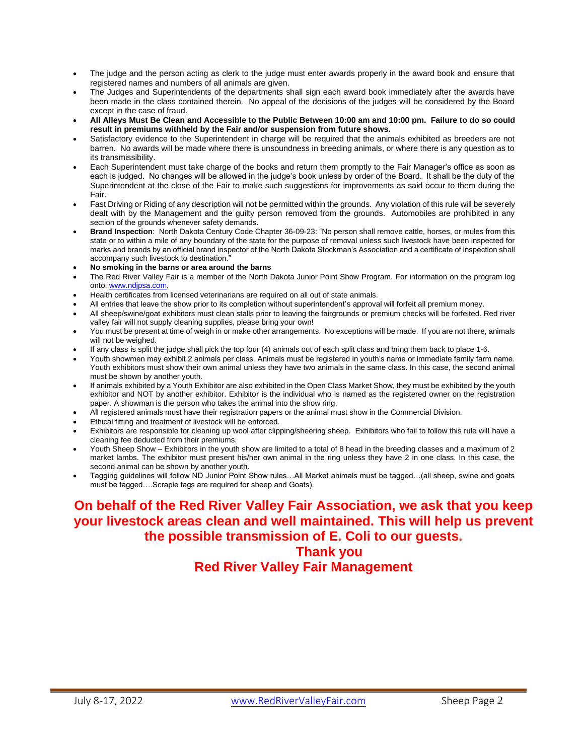- The judge and the person acting as clerk to the judge must enter awards properly in the award book and ensure that registered names and numbers of all animals are given.
- The Judges and Superintendents of the departments shall sign each award book immediately after the awards have been made in the class contained therein. No appeal of the decisions of the judges will be considered by the Board except in the case of fraud.
- **All Alleys Must Be Clean and Accessible to the Public Between 10:00 am and 10:00 pm. Failure to do so could result in premiums withheld by the Fair and/or suspension from future shows.**
- Satisfactory evidence to the Superintendent in charge will be required that the animals exhibited as breeders are not barren. No awards will be made where there is unsoundness in breeding animals, or where there is any question as to its transmissibility.
- Each Superintendent must take charge of the books and return them promptly to the Fair Manager's office as soon as each is judged. No changes will be allowed in the judge's book unless by order of the Board. It shall be the duty of the Superintendent at the close of the Fair to make such suggestions for improvements as said occur to them during the Fair.
- Fast Driving or Riding of any description will not be permitted within the grounds. Any violation of this rule will be severely dealt with by the Management and the guilty person removed from the grounds. Automobiles are prohibited in any section of the grounds whenever safety demands.
- **Brand Inspection**: North Dakota Century Code Chapter 36-09-23: "No person shall remove cattle, horses, or mules from this state or to within a mile of any boundary of the state for the purpose of removal unless such livestock have been inspected for marks and brands by an official brand inspector of the North Dakota Stockman's Association and a certificate of inspection shall accompany such livestock to destination."
- **No smoking in the barns or area around the barns**
- The Red River Valley Fair is a member of the North Dakota Junior Point Show Program. For information on the program log onto: www.ndjpsa.com.
- Health certificates from licensed veterinarians are required on all out of state animals.
- All entries that leave the show prior to its completion without superintendent's approval will forfeit all premium money.
- All sheep/swine/goat exhibitors must clean stalls prior to leaving the fairgrounds or premium checks will be forfeited. Red river valley fair will not supply cleaning supplies, please bring your own!
- You must be present at time of weigh in or make other arrangements. No exceptions will be made. If you are not there, animals will not be weighed.
- If any class is split the judge shall pick the top four (4) animals out of each split class and bring them back to place 1-6.
- Youth showmen may exhibit 2 animals per class. Animals must be registered in youth's name or immediate family farm name. Youth exhibitors must show their own animal unless they have two animals in the same class. In this case, the second animal must be shown by another youth.
- If animals exhibited by a Youth Exhibitor are also exhibited in the Open Class Market Show, they must be exhibited by the youth exhibitor and NOT by another exhibitor. Exhibitor is the individual who is named as the registered owner on the registration paper. A showman is the person who takes the animal into the show ring.
- All registered animals must have their registration papers or the animal must show in the Commercial Division.
- Ethical fitting and treatment of livestock will be enforced.
- Exhibitors are responsible for cleaning up wool after clipping/sheering sheep. Exhibitors who fail to follow this rule will have a cleaning fee deducted from their premiums.
- Youth Sheep Show – Exhibitors in the youth show are limited to a total of 8 head in the breeding classes and a maximum of 2 market lambs. The exhibitor must present his/her own animal in the ring unless they have 2 in one class. In this case, the second animal can be shown by another youth.
- Tagging guidelines will follow ND Junior Point Show rules…All Market animals must be tagged…(all sheep, swine and goats must be tagged….Scrapie tags are required for sheep and Goats).

**On behalf of the Red River Valley Fair Association, we ask that you keep your livestock areas clean and well maintained. This will help us prevent the possible transmission of E. Coli to our guests.**

**Thank you**

**Red River Valley Fair Management**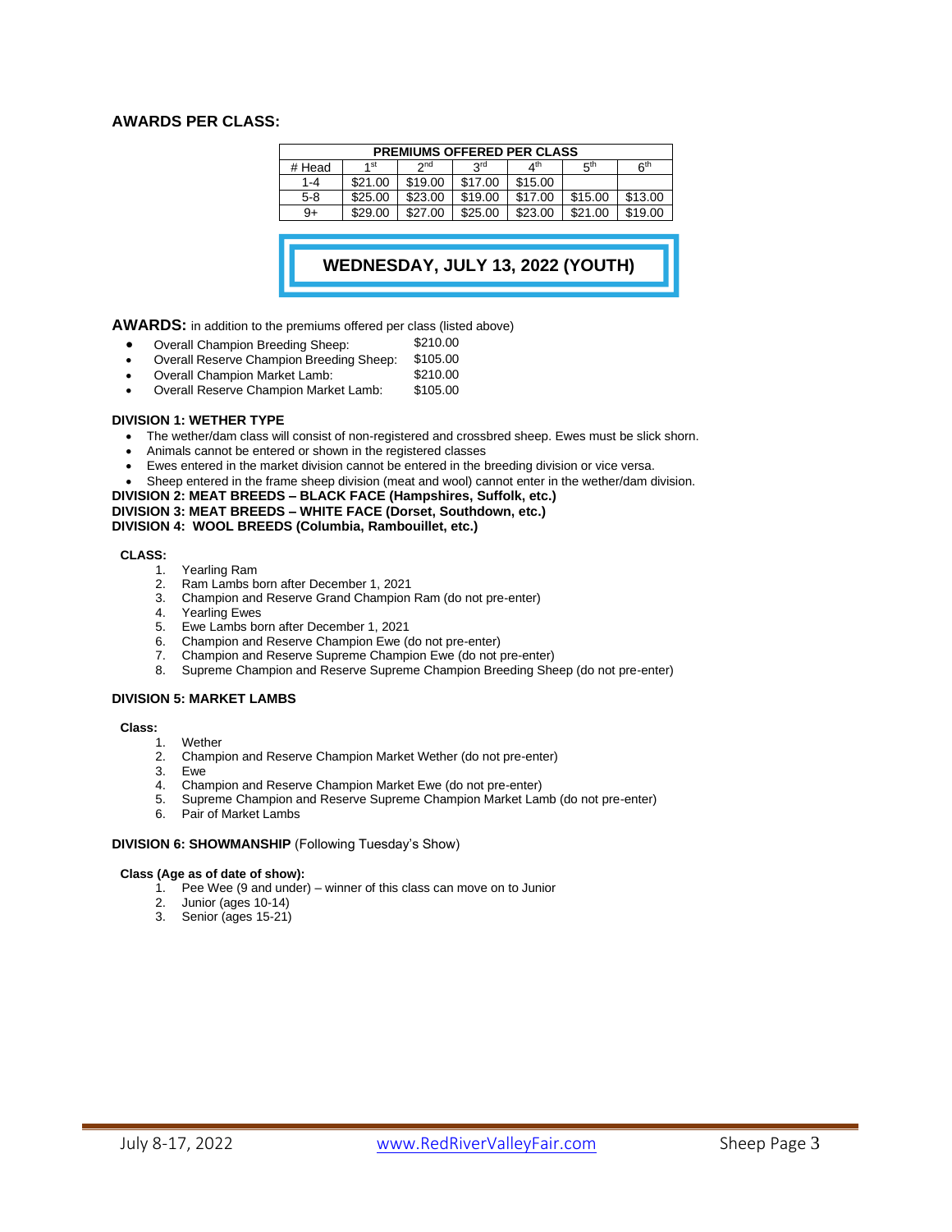## AWARDS PER CLASS:

| PREMIUMS OFFERED PER CLASS | | | | | | |
|---|---|---|---|---|---|---|
| # Head | 1st | 2nd | 3rd | 4th | 5th | 6th |
| 1-4 | $21.00 | $19.00 | $17.00 | $15.00 | | |
| 5-8 | $25.00 | $23.00 | $19.00 | $17.00 | $15.00 | $13.00 |
| 9+ | $29.00 | $27.00 | $25.00 | $23.00 | $21.00 | $19.00 |

## WEDNESDAY, JULY 13, 2022 (YOUTH)

**AWARDS:** in addition to the premiums offered per class (listed above)

- Overall Champion Breeding Sheep: $210.00
- Overall Reserve Champion Breeding Sheep: $105.00
- Overall Champion Market Lamb: $210.00
- Overall Reserve Champion Market Lamb: $105.00

**DIVISION 1: WETHER TYPE**

- The wether/dam class will consist of non-registered and crossbred sheep. Ewes must be slick shorn.
- Animals cannot be entered or shown in the registered classes
- Ewes entered in the market division cannot be entered in the breeding division or vice versa.
- Sheep entered in the frame sheep division (meat and wool) cannot enter in the wether/dam division.

**DIVISION 2: MEAT BREEDS – BLACK FACE (Hampshires, Suffolk, etc.)**
**DIVISION 3: MEAT BREEDS – WHITE FACE (Dorset, Southdown, etc.)**
**DIVISION 4: WOOL BREEDS (Columbia, Rambouillet, etc.)**

**CLASS:**

1. Yearling Ram
2. Ram Lambs born after December 1, 2021
3. Champion and Reserve Grand Champion Ram (do not pre-enter)
4. Yearling Ewes
5. Ewe Lambs born after December 1, 2021
6. Champion and Reserve Champion Ewe (do not pre-enter)
7. Champion and Reserve Supreme Champion Ewe (do not pre-enter)
8. Supreme Champion and Reserve Supreme Champion Breeding Sheep (do not pre-enter)

**DIVISION 5: MARKET LAMBS**

**Class:**

1. Wether
2. Champion and Reserve Champion Market Wether (do not pre-enter)
3. Ewe
4. Champion and Reserve Champion Market Ewe (do not pre-enter)
5. Supreme Champion and Reserve Supreme Champion Market Lamb (do not pre-enter)
6. Pair of Market Lambs

**DIVISION 6: SHOWMANSHIP** (Following Tuesday's Show)

**Class (Age as of date of show):**

1. Pee Wee (9 and under) – winner of this class can move on to Junior
2. Junior (ages 10-14)
3. Senior (ages 15-21)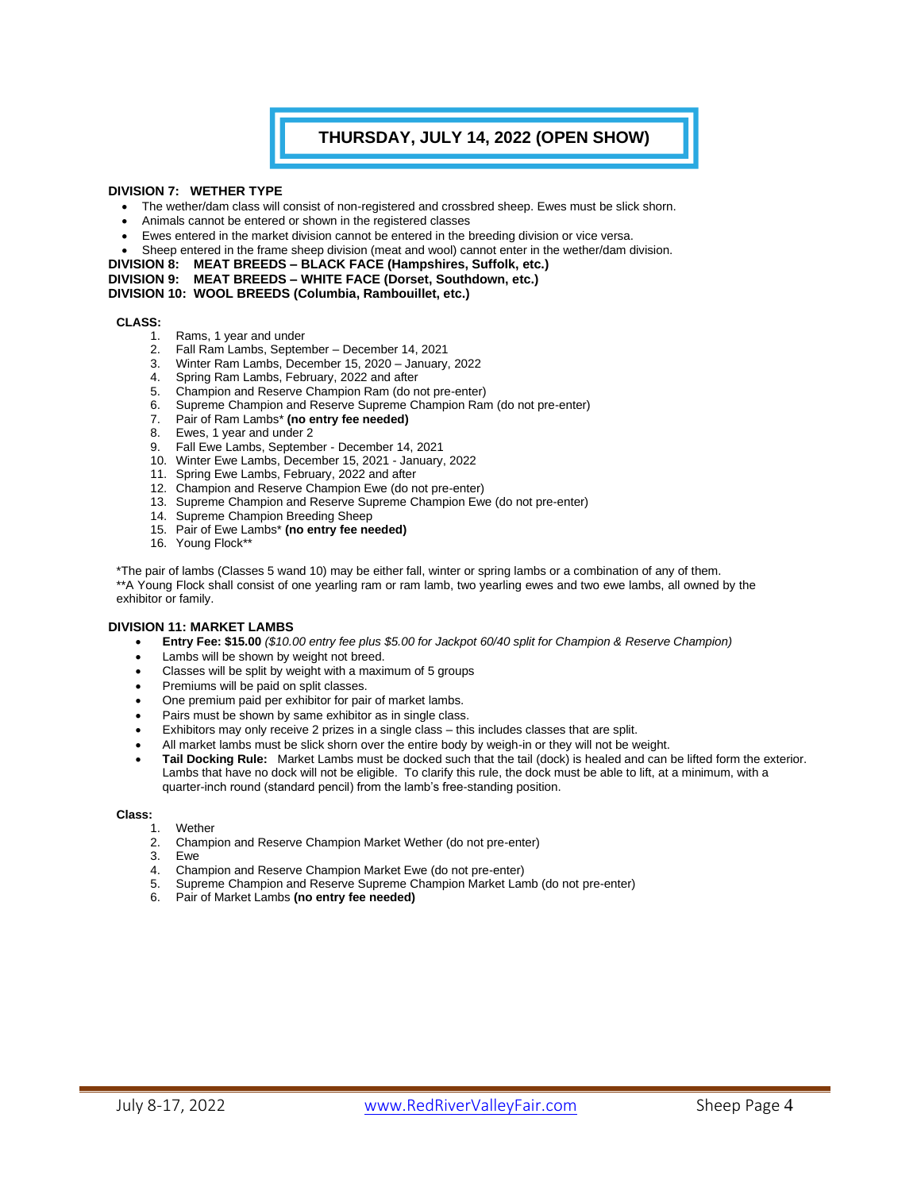## THURSDAY, JULY 14, 2022 (OPEN SHOW)

**DIVISION 7: WETHER TYPE**

- The wether/dam class will consist of non-registered and crossbred sheep. Ewes must be slick shorn.
- Animals cannot be entered or shown in the registered classes
- Ewes entered in the market division cannot be entered in the breeding division or vice versa.
- Sheep entered in the frame sheep division (meat and wool) cannot enter in the wether/dam division.

**DIVISION 8: MEAT BREEDS – BLACK FACE (Hampshires, Suffolk, etc.)**
**DIVISION 9: MEAT BREEDS – WHITE FACE (Dorset, Southdown, etc.)**
**DIVISION 10: WOOL BREEDS (Columbia, Rambouillet, etc.)**

**CLASS:**

1. Rams, 1 year and under
2. Fall Ram Lambs, September – December 14, 2021
3. Winter Ram Lambs, December 15, 2020 – January, 2022
4. Spring Ram Lambs, February, 2022 and after
5. Champion and Reserve Champion Ram (do not pre-enter)
6. Supreme Champion and Reserve Supreme Champion Ram (do not pre-enter)
7. Pair of Ram Lambs* **(no entry fee needed)**
8. Ewes, 1 year and under 2
9. Fall Ewe Lambs, September - December 14, 2021
10. Winter Ewe Lambs, December 15, 2021 - January, 2022
11. Spring Ewe Lambs, February, 2022 and after
12. Champion and Reserve Champion Ewe (do not pre-enter)
13. Supreme Champion and Reserve Supreme Champion Ewe (do not pre-enter)
14. Supreme Champion Breeding Sheep
15. Pair of Ewe Lambs* **(no entry fee needed)**
16. Young Flock**

*The pair of lambs (Classes 5 wand 10) may be either fall, winter or spring lambs or a combination of any of them.
**A Young Flock shall consist of one yearling ram or ram lamb, two yearling ewes and two ewe lambs, all owned by the exhibitor or family.

**DIVISION 11: MARKET LAMBS**

- **Entry Fee: $15.00** *($10.00 entry fee plus $5.00 for Jackpot 60/40 split for Champion & Reserve Champion)*
- Lambs will be shown by weight not breed.
- Classes will be split by weight with a maximum of 5 groups
- Premiums will be paid on split classes.
- One premium paid per exhibitor for pair of market lambs.
- Pairs must be shown by same exhibitor as in single class.
- Exhibitors may only receive 2 prizes in a single class – this includes classes that are split.
- All market lambs must be slick shorn over the entire body by weigh-in or they will not be weight.
- **Tail Docking Rule:** Market Lambs must be docked such that the tail (dock) is healed and can be lifted form the exterior. Lambs that have no dock will not be eligible. To clarify this rule, the dock must be able to lift, at a minimum, with a quarter-inch round (standard pencil) from the lamb's free-standing position.

**Class:**

1. Wether
2. Champion and Reserve Champion Market Wether (do not pre-enter)
3. Ewe
4. Champion and Reserve Champion Market Ewe (do not pre-enter)
5. Supreme Champion and Reserve Supreme Champion Market Lamb (do not pre-enter)
6. Pair of Market Lambs **(no entry fee needed)**